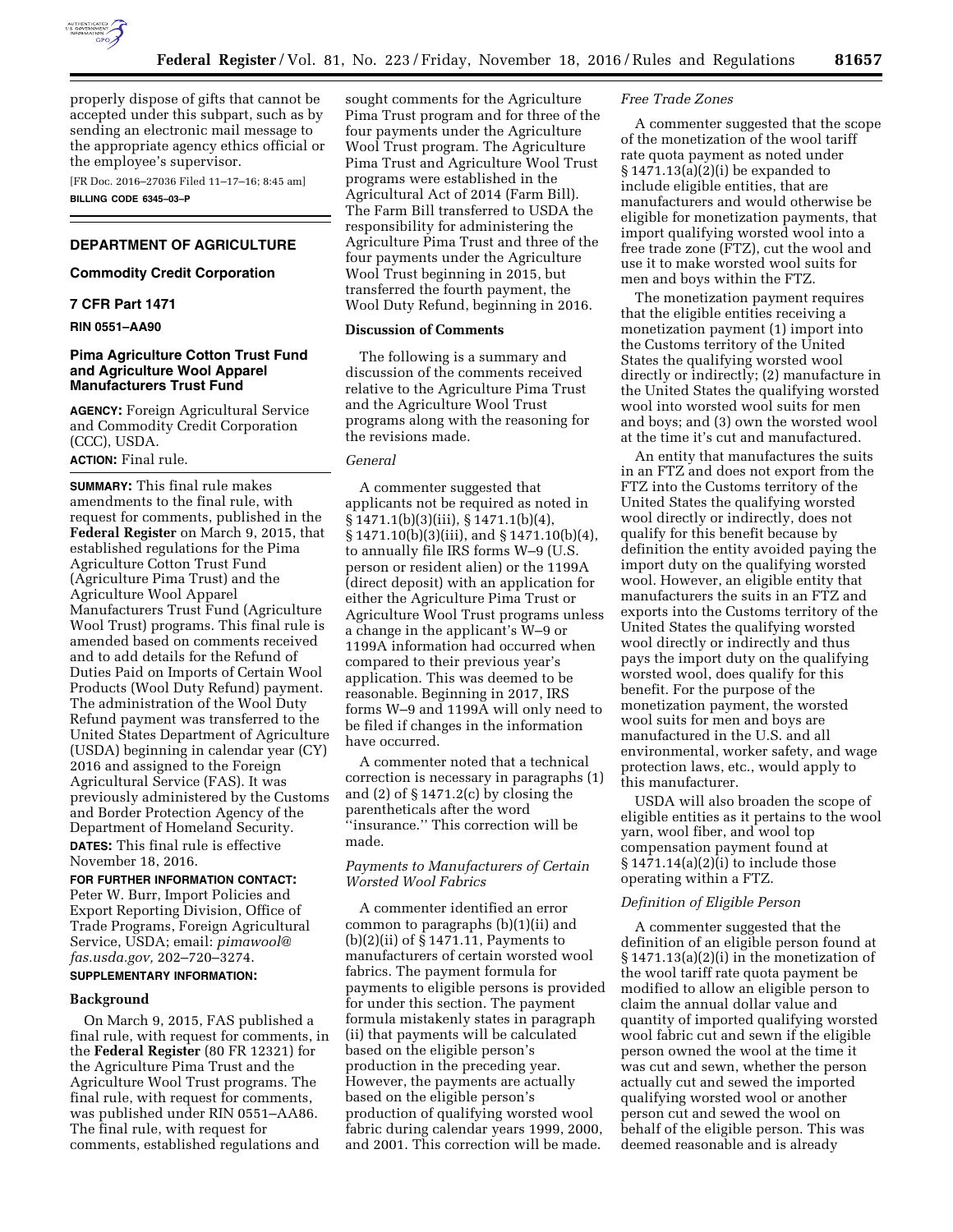properly dispose of gifts that cannot be accepted under this subpart, such as by sending an electronic mail message to the appropriate agency ethics official or the employee's supervisor.

[FR Doc. 2016–27036 Filed 11–17–16; 8:45 am]

**BILLING CODE 6345–03–P**

## DEPARTMENT OF AGRICULTURE

### Commodity Credit Corporation

### 7 CFR Part 1471

**RIN 0551–AA90**

### Pima Agriculture Cotton Trust Fund and Agriculture Wool Apparel Manufacturers Trust Fund

**AGENCY:** Foreign Agricultural Service and Commodity Credit Corporation (CCC), USDA.

**ACTION:** Final rule.

**SUMMARY:** This final rule makes amendments to the final rule, with request for comments, published in the **Federal Register** on March 9, 2015, that established regulations for the Pima Agriculture Cotton Trust Fund (Agriculture Pima Trust) and the Agriculture Wool Apparel Manufacturers Trust Fund (Agriculture Wool Trust) programs. This final rule is amended based on comments received and to add details for the Refund of Duties Paid on Imports of Certain Wool Products (Wool Duty Refund) payment. The administration of the Wool Duty Refund payment was transferred to the United States Department of Agriculture (USDA) beginning in calendar year (CY) 2016 and assigned to the Foreign Agricultural Service (FAS). It was previously administered by the Customs and Border Protection Agency of the Department of Homeland Security.

**DATES:** This final rule is effective November 18, 2016.

**FOR FURTHER INFORMATION CONTACT:** Peter W. Burr, Import Policies and Export Reporting Division, Office of Trade Programs, Foreign Agricultural Service, USDA; email: *pimawool@fas.usda.gov,* 202–720–3274.

**SUPPLEMENTARY INFORMATION:**

### Background

On March 9, 2015, FAS published a final rule, with request for comments, in the **Federal Register** (80 FR 12321) for the Agriculture Pima Trust and the Agriculture Wool Trust programs. The final rule, with request for comments, was published under RIN 0551–AA86. The final rule, with request for comments, established regulations and sought comments for the Agriculture Pima Trust program and for three of the four payments under the Agriculture Wool Trust program. The Agriculture Pima Trust and Agriculture Wool Trust programs were established in the Agricultural Act of 2014 (Farm Bill). The Farm Bill transferred to USDA the responsibility for administering the Agriculture Pima Trust and three of the four payments under the Agriculture Wool Trust beginning in 2015, but transferred the fourth payment, the Wool Duty Refund, beginning in 2016.

### Discussion of Comments

The following is a summary and discussion of the comments received relative to the Agriculture Pima Trust and the Agriculture Wool Trust programs along with the reasoning for the revisions made.

*General*

A commenter suggested that applicants not be required as noted in § 1471.1(b)(3)(iii), § 1471.1(b)(4), § 1471.10(b)(3)(iii), and § 1471.10(b)(4), to annually file IRS forms W–9 (U.S. person or resident alien) or the 1199A (direct deposit) with an application for either the Agriculture Pima Trust or Agriculture Wool Trust programs unless a change in the applicant's W–9 or 1199A information had occurred when compared to their previous year's application. This was deemed to be reasonable. Beginning in 2017, IRS forms W–9 and 1199A will only need to be filed if changes in the information have occurred.

A commenter noted that a technical correction is necessary in paragraphs (1) and (2) of § 1471.2(c) by closing the parentheticals after the word ''insurance.'' This correction will be made.

*Payments to Manufacturers of Certain Worsted Wool Fabrics*

A commenter identified an error common to paragraphs (b)(1)(ii) and (b)(2)(ii) of § 1471.11, Payments to manufacturers of certain worsted wool fabrics. The payment formula for payments to eligible persons is provided for under this section. The payment formula mistakenly states in paragraph (ii) that payments will be calculated based on the eligible person's production in the preceding year. However, the payments are actually based on the eligible person's production of qualifying worsted wool fabric during calendar years 1999, 2000, and 2001. This correction will be made.

*Free Trade Zones*

A commenter suggested that the scope of the monetization of the wool tariff rate quota payment as noted under § 1471.13(a)(2)(i) be expanded to include eligible entities, that are manufacturers and would otherwise be eligible for monetization payments, that import qualifying worsted wool into a free trade zone (FTZ), cut the wool and use it to make worsted wool suits for men and boys within the FTZ.

The monetization payment requires that the eligible entities receiving a monetization payment (1) import into the Customs territory of the United States the qualifying worsted wool directly or indirectly; (2) manufacture in the United States the qualifying worsted wool into worsted wool suits for men and boys; and (3) own the worsted wool at the time it's cut and manufactured.

An entity that manufactures the suits in an FTZ and does not export from the FTZ into the Customs territory of the United States the qualifying worsted wool directly or indirectly, does not qualify for this benefit because by definition the entity avoided paying the import duty on the qualifying worsted wool. However, an eligible entity that manufacturers the suits in an FTZ and exports into the Customs territory of the United States the qualifying worsted wool directly or indirectly and thus pays the import duty on the qualifying worsted wool, does qualify for this benefit. For the purpose of the monetization payment, the worsted wool suits for men and boys are manufactured in the U.S. and all environmental, worker safety, and wage protection laws, etc., would apply to this manufacturer.

USDA will also broaden the scope of eligible entities as it pertains to the wool yarn, wool fiber, and wool top compensation payment found at § 1471.14(a)(2)(i) to include those operating within a FTZ.

*Definition of Eligible Person*

A commenter suggested that the definition of an eligible person found at § 1471.13(a)(2)(i) in the monetization of the wool tariff rate quota payment be modified to allow an eligible person to claim the annual dollar value and quantity of imported qualifying worsted wool fabric cut and sewn if the eligible person owned the wool at the time it was cut and sewn, whether the person actually cut and sewed the imported qualifying worsted wool or another person cut and sewed the wool on behalf of the eligible person. This was deemed reasonable and is already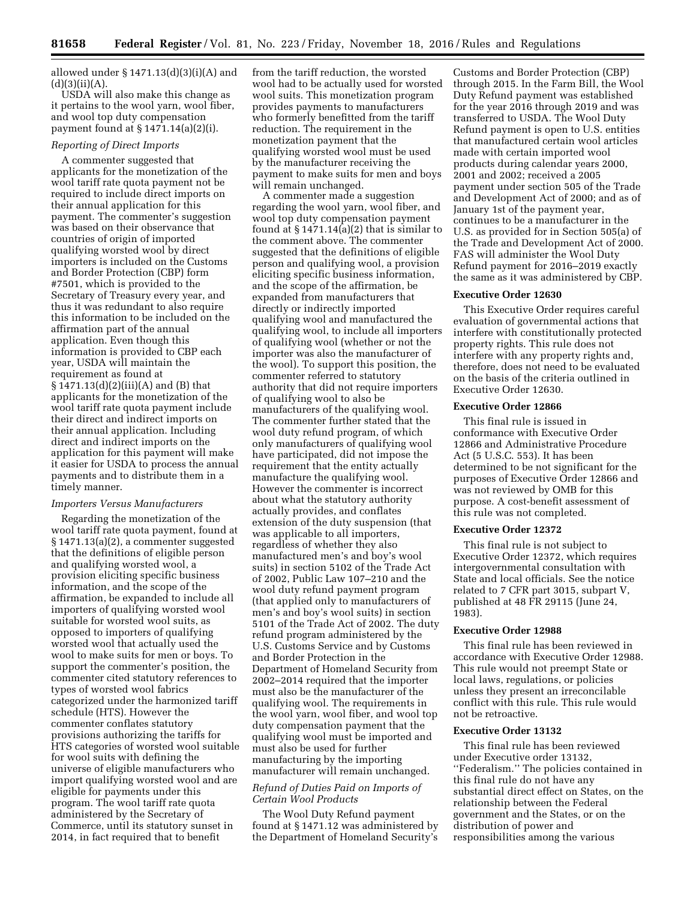allowed under § 1471.13(d)(3)(i)(A) and (d)(3)(ii)(A).

USDA will also make this change as it pertains to the wool yarn, wool fiber, and wool top duty compensation payment found at § 1471.14(a)(2)(i).

*Reporting of Direct Imports*

A commenter suggested that applicants for the monetization of the wool tariff rate quota payment not be required to include direct imports on their annual application for this payment. The commenter's suggestion was based on their observance that countries of origin of imported qualifying worsted wool by direct importers is included on the Customs and Border Protection (CBP) form #7501, which is provided to the Secretary of Treasury every year, and thus it was redundant to also require this information to be included on the affirmation part of the annual application. Even though this information is provided to CBP each year, USDA will maintain the requirement as found at § 1471.13(d)(2)(iii)(A) and (B) that applicants for the monetization of the wool tariff rate quota payment include their direct and indirect imports on their annual application. Including direct and indirect imports on the application for this payment will make it easier for USDA to process the annual payments and to distribute them in a timely manner.

*Importers Versus Manufacturers*

Regarding the monetization of the wool tariff rate quota payment, found at § 1471.13(a)(2), a commenter suggested that the definitions of eligible person and qualifying worsted wool, a provision eliciting specific business information, and the scope of the affirmation, be expanded to include all importers of qualifying worsted wool suitable for worsted wool suits, as opposed to importers of qualifying worsted wool that actually used the wool to make suits for men or boys. To support the commenter's position, the commenter cited statutory references to types of worsted wool fabrics categorized under the harmonized tariff schedule (HTS). However the commenter conflates statutory provisions authorizing the tariffs for HTS categories of worsted wool suitable for wool suits with defining the universe of eligible manufacturers who import qualifying worsted wool and are eligible for payments under this program. The wool tariff rate quota administered by the Secretary of Commerce, until its statutory sunset in 2014, in fact required that to benefit from the tariff reduction, the worsted wool had to be actually used for worsted wool suits. This monetization program provides payments to manufacturers who formerly benefitted from the tariff reduction. The requirement in the monetization payment that the qualifying worsted wool must be used by the manufacturer receiving the payment to make suits for men and boys will remain unchanged.

A commenter made a suggestion regarding the wool yarn, wool fiber, and wool top duty compensation payment found at § 1471.14(a)(2) that is similar to the comment above. The commenter suggested that the definitions of eligible person and qualifying wool, a provision eliciting specific business information, and the scope of the affirmation, be expanded from manufacturers that directly or indirectly imported qualifying wool and manufactured the qualifying wool, to include all importers of qualifying wool (whether or not the importer was also the manufacturer of the wool). To support this position, the commenter referred to statutory authority that did not require importers of qualifying wool to also be manufacturers of the qualifying wool. The commenter further stated that the wool duty refund program, of which only manufacturers of qualifying wool have participated, did not impose the requirement that the entity actually manufacture the qualifying wool. However the commenter is incorrect about what the statutory authority actually provides, and conflates extension of the duty suspension (that was applicable to all importers, regardless of whether they also manufactured men's and boy's wool suits) in section 5102 of the Trade Act of 2002, Public Law 107–210 and the wool duty refund payment program (that applied only to manufacturers of men's and boy's wool suits) in section 5101 of the Trade Act of 2002. The duty refund program administered by the U.S. Customs Service and by Customs and Border Protection in the Department of Homeland Security from 2002–2014 required that the importer must also be the manufacturer of the qualifying wool. The requirements in the wool yarn, wool fiber, and wool top duty compensation payment that the qualifying wool must be imported and must also be used for further manufacturing by the importing manufacturer will remain unchanged.

*Refund of Duties Paid on Imports of Certain Wool Products*

The Wool Duty Refund payment found at § 1471.12 was administered by the Department of Homeland Security's Customs and Border Protection (CBP) through 2015. In the Farm Bill, the Wool Duty Refund payment was established for the year 2016 through 2019 and was transferred to USDA. The Wool Duty Refund payment is open to U.S. entities that manufactured certain wool articles made with certain imported wool products during calendar years 2000, 2001 and 2002; received a 2005 payment under section 505 of the Trade and Development Act of 2000; and as of January 1st of the payment year, continues to be a manufacturer in the U.S. as provided for in Section 505(a) of the Trade and Development Act of 2000. FAS will administer the Wool Duty Refund payment for 2016–2019 exactly the same as it was administered by CBP.

**Executive Order 12630**

This Executive Order requires careful evaluation of governmental actions that interfere with constitutionally protected property rights. This rule does not interfere with any property rights and, therefore, does not need to be evaluated on the basis of the criteria outlined in Executive Order 12630.

**Executive Order 12866**

This final rule is issued in conformance with Executive Order 12866 and Administrative Procedure Act (5 U.S.C. 553). It has been determined to be not significant for the purposes of Executive Order 12866 and was not reviewed by OMB for this purpose. A cost-benefit assessment of this rule was not completed.

**Executive Order 12372**

This final rule is not subject to Executive Order 12372, which requires intergovernmental consultation with State and local officials. See the notice related to 7 CFR part 3015, subpart V, published at 48 FR 29115 (June 24, 1983).

**Executive Order 12988**

This final rule has been reviewed in accordance with Executive Order 12988. This rule would not preempt State or local laws, regulations, or policies unless they present an irreconcilable conflict with this rule. This rule would not be retroactive.

**Executive Order 13132**

This final rule has been reviewed under Executive order 13132, "Federalism." The policies contained in this final rule do not have any substantial direct effect on States, on the relationship between the Federal government and the States, or on the distribution of power and responsibilities among the various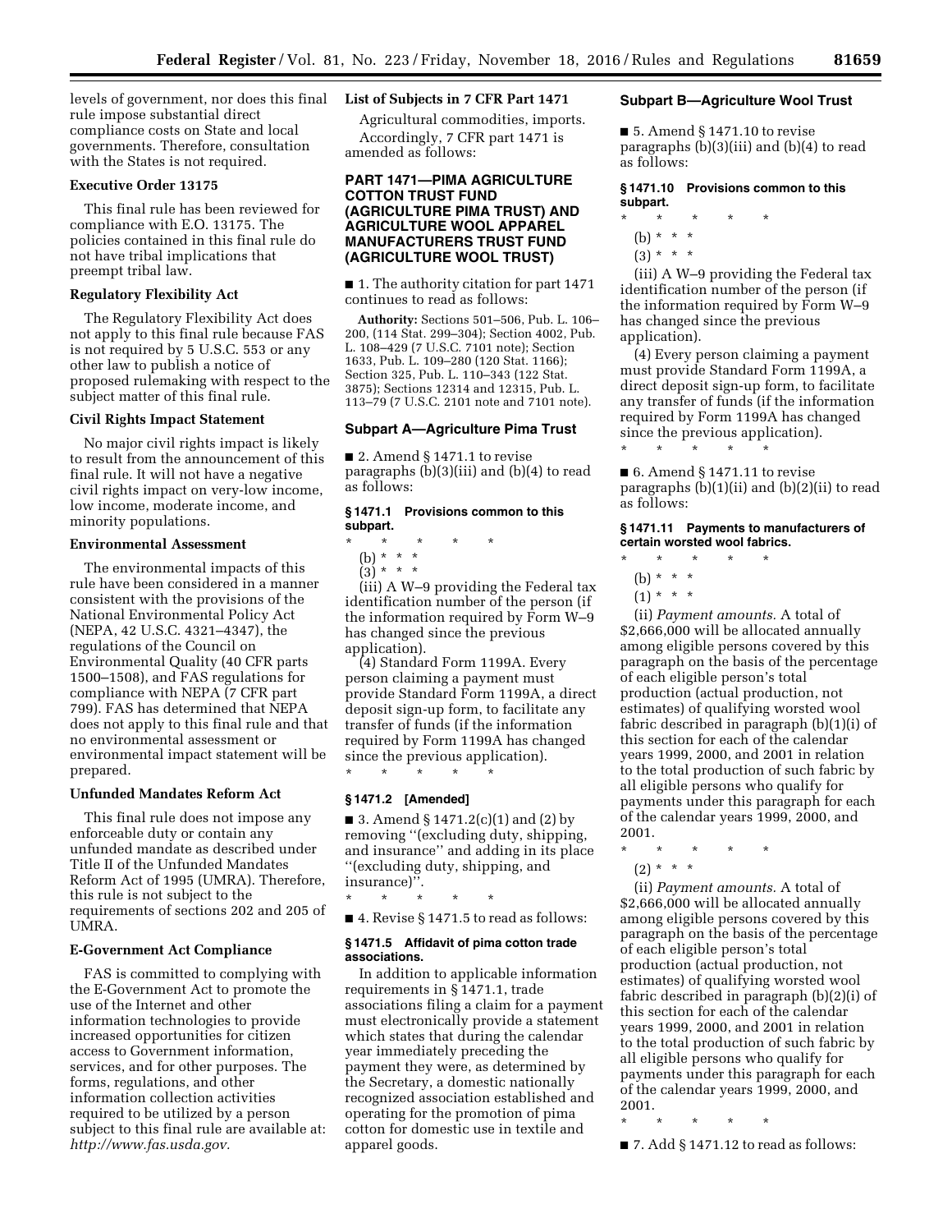levels of government, nor does this final rule impose substantial direct compliance costs on State and local governments. Therefore, consultation with the States is not required.

### Executive Order 13175

This final rule has been reviewed for compliance with E.O. 13175. The policies contained in this final rule do not have tribal implications that preempt tribal law.

### Regulatory Flexibility Act

The Regulatory Flexibility Act does not apply to this final rule because FAS is not required by 5 U.S.C. 553 or any other law to publish a notice of proposed rulemaking with respect to the subject matter of this final rule.

### Civil Rights Impact Statement

No major civil rights impact is likely to result from the announcement of this final rule. It will not have a negative civil rights impact on very-low income, low income, moderate income, and minority populations.

### Environmental Assessment

The environmental impacts of this rule have been considered in a manner consistent with the provisions of the National Environmental Policy Act (NEPA, 42 U.S.C. 4321–4347), the regulations of the Council on Environmental Quality (40 CFR parts 1500–1508), and FAS regulations for compliance with NEPA (7 CFR part 799). FAS has determined that NEPA does not apply to this final rule and that no environmental assessment or environmental impact statement will be prepared.

### Unfunded Mandates Reform Act

This final rule does not impose any enforceable duty or contain any unfunded mandate as described under Title II of the Unfunded Mandates Reform Act of 1995 (UMRA). Therefore, this rule is not subject to the requirements of sections 202 and 205 of UMRA.

### E-Government Act Compliance

FAS is committed to complying with the E-Government Act to promote the use of the Internet and other information technologies to provide increased opportunities for citizen access to Government information, services, and for other purposes. The forms, regulations, and other information collection activities required to be utilized by a person subject to this final rule are available at: *http://www.fas.usda.gov.*

### List of Subjects in 7 CFR Part 1471

Agricultural commodities, imports.

Accordingly, 7 CFR part 1471 is amended as follows:

## PART 1471—PIMA AGRICULTURE COTTON TRUST FUND (AGRICULTURE PIMA TRUST) AND AGRICULTURE WOOL APPAREL MANUFACTURERS TRUST FUND (AGRICULTURE WOOL TRUST)

■ 1. The authority citation for part 1471 continues to read as follows:

**Authority:** Sections 501–506, Pub. L. 106–200, (114 Stat. 299–304); Section 4002, Pub. L. 108–429 (7 U.S.C. 7101 note); Section 1633, Pub. L. 109–280 (120 Stat. 1166); Section 325, Pub. L. 110–343 (122 Stat. 3875); Sections 12314 and 12315, Pub. L. 113–79 (7 U.S.C. 2101 note and 7101 note).

### Subpart A—Agriculture Pima Trust

■ 2. Amend § 1471.1 to revise paragraphs (b)(3)(iii) and (b)(4) to read as follows:

#### § 1471.1 Provisions common to this subpart.

\* \* \* \* \*

(b) \* \* \*

(3) \* \* \*

(iii) A W–9 providing the Federal tax identification number of the person (if the information required by Form W–9 has changed since the previous application).

(4) Standard Form 1199A. Every person claiming a payment must provide Standard Form 1199A, a direct deposit sign-up form, to facilitate any transfer of funds (if the information required by Form 1199A has changed since the previous application).

\* \* \* \* \*

#### § 1471.2 [Amended]

■ 3. Amend § 1471.2(c)(1) and (2) by removing ''(excluding duty, shipping, and insurance'' and adding in its place ''(excluding duty, shipping, and insurance)''.

\* \* \* \* \*

■ 4. Revise § 1471.5 to read as follows:

#### § 1471.5 Affidavit of pima cotton trade associations.

In addition to applicable information requirements in § 1471.1, trade associations filing a claim for a payment must electronically provide a statement which states that during the calendar year immediately preceding the payment they were, as determined by the Secretary, a domestic nationally recognized association established and operating for the promotion of pima cotton for domestic use in textile and apparel goods.

### Subpart B—Agriculture Wool Trust

■ 5. Amend § 1471.10 to revise paragraphs (b)(3)(iii) and (b)(4) to read as follows:

#### § 1471.10 Provisions common to this subpart.

\* \* \* \* \*

(b) \* \* \*

(3) \* \* \*

(iii) A W–9 providing the Federal tax identification number of the person (if the information required by Form W–9 has changed since the previous application).

(4) Every person claiming a payment must provide Standard Form 1199A, a direct deposit sign-up form, to facilitate any transfer of funds (if the information required by Form 1199A has changed since the previous application).

\* \* \* \* \*

■ 6. Amend § 1471.11 to revise paragraphs (b)(1)(ii) and (b)(2)(ii) to read as follows:

#### § 1471.11 Payments to manufacturers of certain worsted wool fabrics.

\* \* \* \* \*

(b) \* \* \*

(1) \* \* \*

(ii) *Payment amounts.* A total of $2,666,000 will be allocated annually among eligible persons covered by this paragraph on the basis of the percentage of each eligible person's total production (actual production, not estimates) of qualifying worsted wool fabric described in paragraph (b)(1)(i) of this section for each of the calendar years 1999, 2000, and 2001 in relation to the total production of such fabric by all eligible persons who qualify for payments under this paragraph for each of the calendar years 1999, 2000, and 2001.

\* \* \* \* \*

(2) \* \* \*

(ii) *Payment amounts.* A total of $2,666,000 will be allocated annually among eligible persons covered by this paragraph on the basis of the percentage of each eligible person's total production (actual production, not estimates) of qualifying worsted wool fabric described in paragraph (b)(2)(i) of this section for each of the calendar years 1999, 2000, and 2001 in relation to the total production of such fabric by all eligible persons who qualify for payments under this paragraph for each of the calendar years 1999, 2000, and 2001.

\* \* \* \* \*

■ 7. Add § 1471.12 to read as follows: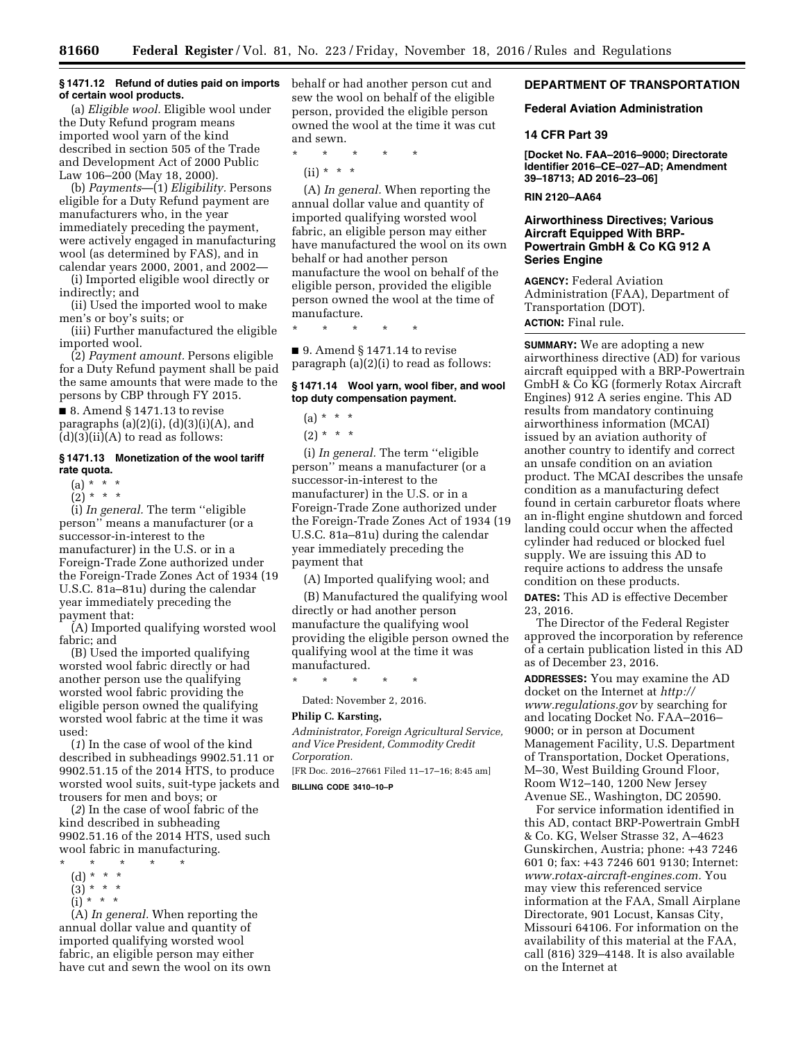### § 1471.12 Refund of duties paid on imports of certain wool products.

(a) *Eligible wool.* Eligible wool under the Duty Refund program means imported wool yarn of the kind described in section 505 of the Trade and Development Act of 2000 Public Law 106–200 (May 18, 2000).

(b) *Payments*—(1) *Eligibility.* Persons eligible for a Duty Refund payment are manufacturers who, in the year immediately preceding the payment, were actively engaged in manufacturing wool (as determined by FAS), and in calendar years 2000, 2001, and 2002—

(i) Imported eligible wool directly or indirectly; and

(ii) Used the imported wool to make men's or boy's suits; or

(iii) Further manufactured the eligible imported wool.

(2) *Payment amount.* Persons eligible for a Duty Refund payment shall be paid the same amounts that were made to the persons by CBP through FY 2015.

■ 8. Amend § 1471.13 to revise paragraphs (a)(2)(i), (d)(3)(i)(A), and (d)(3)(ii)(A) to read as follows:

### § 1471.13 Monetization of the wool tariff rate quota.

(a) * * *

(2) * * *

(i) *In general.* The term ''eligible person'' means a manufacturer (or a successor-in-interest to the manufacturer) in the U.S. or in a Foreign-Trade Zone authorized under the Foreign-Trade Zones Act of 1934 (19 U.S.C. 81a–81u) during the calendar year immediately preceding the payment that:

(A) Imported qualifying worsted wool fabric; and

(B) Used the imported qualifying worsted wool fabric directly or had another person use the qualifying worsted wool fabric providing the eligible person owned the qualifying worsted wool fabric at the time it was used:

(*1*) In the case of wool of the kind described in subheadings 9902.51.11 or 9902.51.15 of the 2014 HTS, to produce worsted wool suits, suit-type jackets and trousers for men and boys; or

(*2*) In the case of wool fabric of the kind described in subheading 9902.51.16 of the 2014 HTS, used such wool fabric in manufacturing.

\* \* \* \* \*

(d) * * *

(3) * * *

(i) * * *

(A) *In general.* When reporting the annual dollar value and quantity of imported qualifying worsted wool fabric, an eligible person may either have cut and sewn the wool on its own behalf or had another person cut and sew the wool on behalf of the eligible person, provided the eligible person owned the wool at the time it was cut and sewn.

\* \* \* \* \*

(ii) * * *

(A) *In general.* When reporting the annual dollar value and quantity of imported qualifying worsted wool fabric, an eligible person may either have manufactured the wool on its own behalf or had another person manufacture the wool on behalf of the eligible person, provided the eligible person owned the wool at the time of manufacture.

\* \* \* \* \*

■ 9. Amend § 1471.14 to revise paragraph (a)(2)(i) to read as follows:

### § 1471.14 Wool yarn, wool fiber, and wool top duty compensation payment.

(a) * * *

(2) * * *

(i) *In general.* The term ''eligible person'' means a manufacturer (or a successor-in-interest to the manufacturer) in the U.S. or in a Foreign-Trade Zone authorized under the Foreign-Trade Zones Act of 1934 (19 U.S.C. 81a–81u) during the calendar year immediately preceding the payment that

(A) Imported qualifying wool; and

(B) Manufactured the qualifying wool directly or had another person manufacture the qualifying wool providing the eligible person owned the qualifying wool at the time it was manufactured.

\* \* \* \* \*

Dated: November 2, 2016.

**Philip C. Karsting,**

*Administrator, Foreign Agricultural Service, and Vice President, Commodity Credit Corporation.*

[FR Doc. 2016–27661 Filed 11–17–16; 8:45 am]

**BILLING CODE 3410–10–P**

## DEPARTMENT OF TRANSPORTATION

### Federal Aviation Administration

### 14 CFR Part 39

**[Docket No. FAA–2016–9000; Directorate Identifier 2016–CE–027–AD; Amendment 39–18713; AD 2016–23–06]**

**RIN 2120–AA64**

### Airworthiness Directives; Various Aircraft Equipped With BRP-Powertrain GmbH & Co KG 912 A Series Engine

**AGENCY:** Federal Aviation Administration (FAA), Department of Transportation (DOT).

**ACTION:** Final rule.

**SUMMARY:** We are adopting a new airworthiness directive (AD) for various aircraft equipped with a BRP-Powertrain GmbH & Co KG (formerly Rotax Aircraft Engines) 912 A series engine. This AD results from mandatory continuing airworthiness information (MCAI) issued by an aviation authority of another country to identify and correct an unsafe condition on an aviation product. The MCAI describes the unsafe condition as a manufacturing defect found in certain carburetor floats where an in-flight engine shutdown and forced landing could occur when the affected cylinder had reduced or blocked fuel supply. We are issuing this AD to require actions to address the unsafe condition on these products.

**DATES:** This AD is effective December 23, 2016.

The Director of the Federal Register approved the incorporation by reference of a certain publication listed in this AD as of December 23, 2016.

**ADDRESSES:** You may examine the AD docket on the Internet at *http://www.regulations.gov* by searching for and locating Docket No. FAA–2016–9000; or in person at Document Management Facility, U.S. Department of Transportation, Docket Operations, M–30, West Building Ground Floor, Room W12–140, 1200 New Jersey Avenue SE., Washington, DC 20590.

For service information identified in this AD, contact BRP-Powertrain GmbH & Co. KG, Welser Strasse 32, A–4623 Gunskirchen, Austria; phone: +43 7246 601 0; fax: +43 7246 601 9130; Internet: *www.rotax-aircraft-engines.com.* You may view this referenced service information at the FAA, Small Airplane Directorate, 901 Locust, Kansas City, Missouri 64106. For information on the availability of this material at the FAA, call (816) 329–4148. It is also available on the Internet at